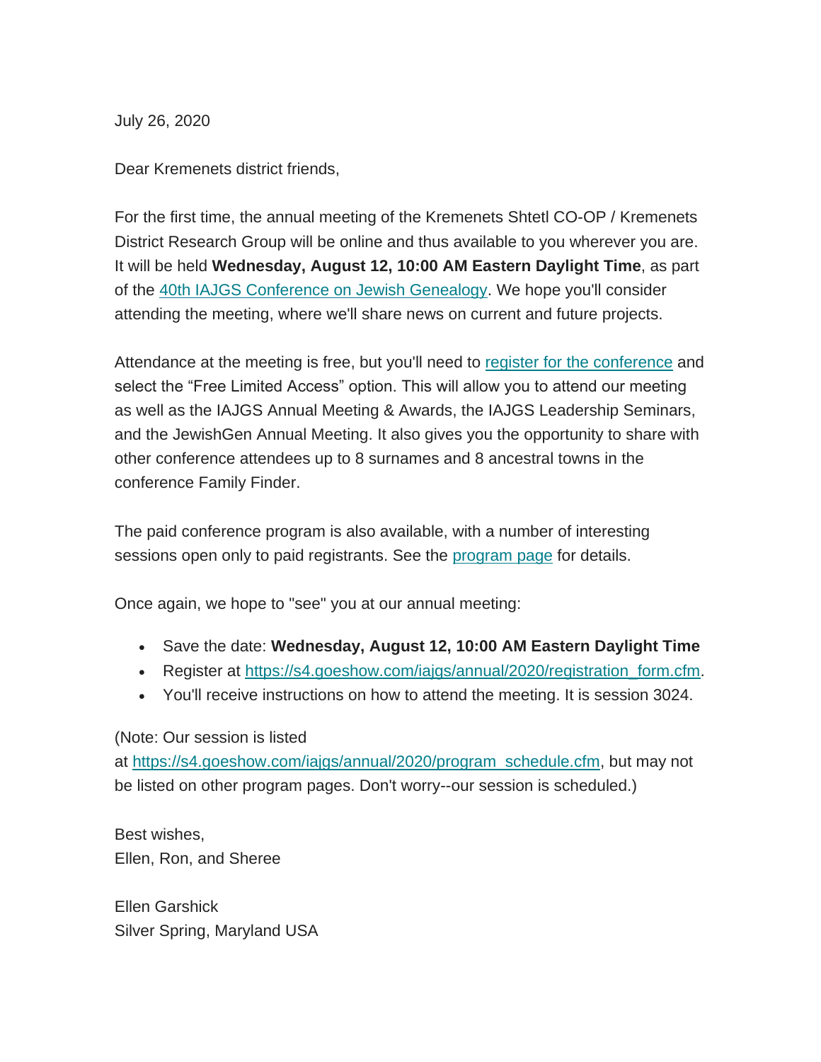July 26, 2020

Dear Kremenets district friends,

For the first time, the annual meeting of the Kremenets Shtetl CO-OP / Kremenets District Research Group will be online and thus available to you wherever you are. It will be held **Wednesday, August 12, 10:00 AM Eastern Daylight Time**, as part of the [40th IAJGS Conference on Jewish Genealogy](). We hope you'll consider attending the meeting, where we'll share news on current and future projects.

Attendance at the meeting is free, but you'll need to [register for the conference]() and select the "Free Limited Access" option. This will allow you to attend our meeting as well as the IAJGS Annual Meeting & Awards, the IAJGS Leadership Seminars, and the JewishGen Annual Meeting. It also gives you the opportunity to share with other conference attendees up to 8 surnames and 8 ancestral towns in the conference Family Finder.

The paid conference program is also available, with a number of interesting sessions open only to paid registrants. See the [program page]() for details.

Once again, we hope to "see" you at our annual meeting:

- Save the date: **Wednesday, August 12, 10:00 AM Eastern Daylight Time**
- Register at https://s4.goeshow.com/iajgs/annual/2020/registration_form.cfm.
- You'll receive instructions on how to attend the meeting. It is session 3024.

(Note: Our session is listed at https://s4.goeshow.com/iajgs/annual/2020/program_schedule.cfm, but may not be listed on other program pages. Don't worry--our session is scheduled.)

Best wishes,
Ellen, Ron, and Sheree

Ellen Garshick
Silver Spring, Maryland USA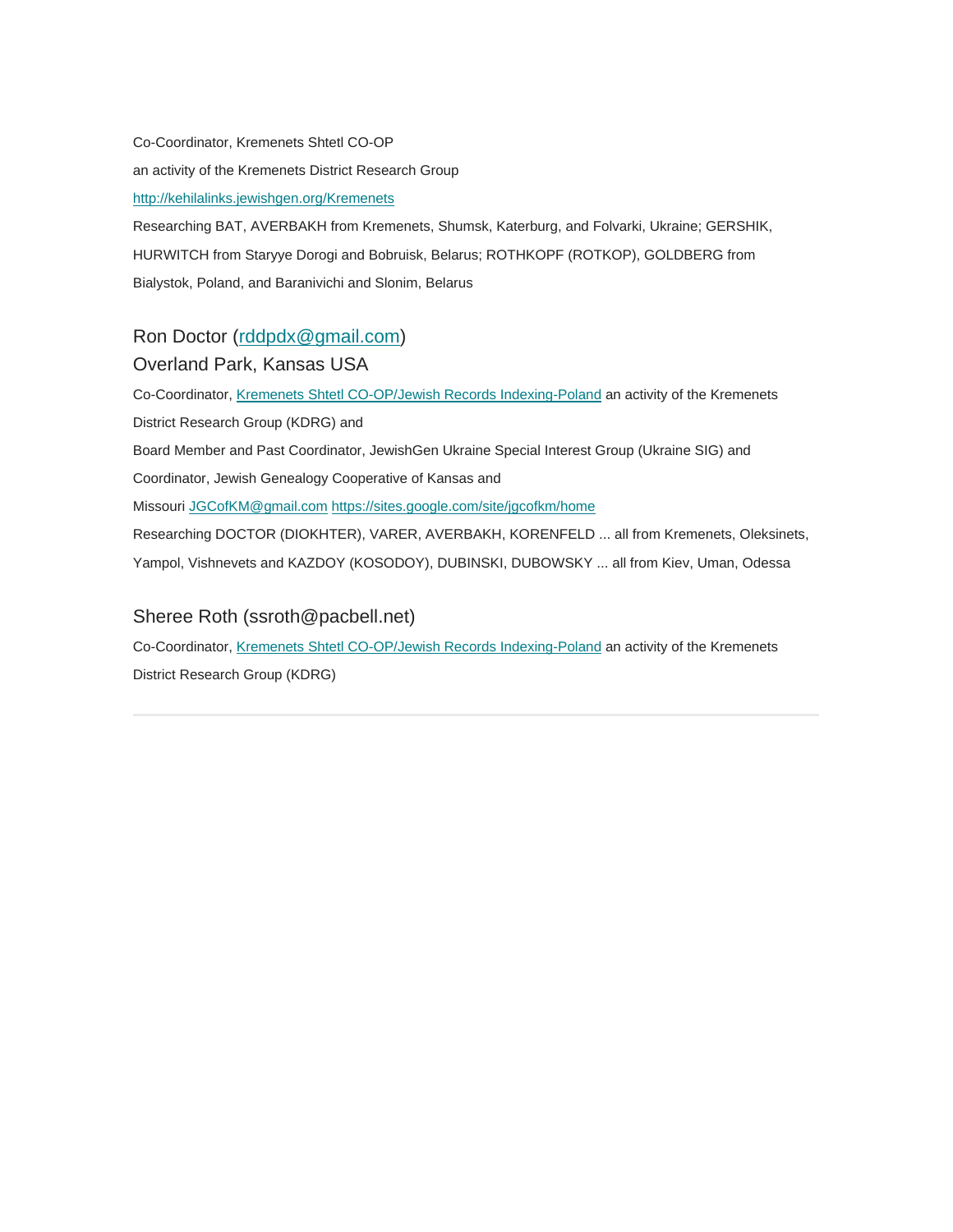Co-Coordinator, Kremenets Shtetl CO-OP

an activity of the Kremenets District Research Group

http://kehilalinks.jewishgen.org/Kremenets

Researching BAT, AVERBAKH from Kremenets, Shumsk, Katerburg, and Folvarki, Ukraine; GERSHIK, HURWITCH from Staryye Dorogi and Bobruisk, Belarus; ROTHKOPF (ROTKOP), GOLDBERG from Bialystok, Poland, and Baranivichi and Slonim, Belarus

### Ron Doctor (rddpdx@gmail.com)
### Overland Park, Kansas USA

Co-Coordinator, Kremenets Shtetl CO-OP/Jewish Records Indexing-Poland an activity of the Kremenets District Research Group (KDRG) and

Board Member and Past Coordinator, JewishGen Ukraine Special Interest Group (Ukraine SIG) and

Coordinator, Jewish Genealogy Cooperative of Kansas and

Missouri JGCofKM@gmail.com https://sites.google.com/site/jgcofkm/home

Researching DOCTOR (DIOKHTER), VARER, AVERBAKH, KORENFELD ... all from Kremenets, Oleksinets, Yampol, Vishnevets and KAZDOY (KOSODOY), DUBINSKI, DUBOWSKY ... all from Kiev, Uman, Odessa

### Sheree Roth (ssroth@pacbell.net)

Co-Coordinator, Kremenets Shtetl CO-OP/Jewish Records Indexing-Poland an activity of the Kremenets District Research Group (KDRG)

---